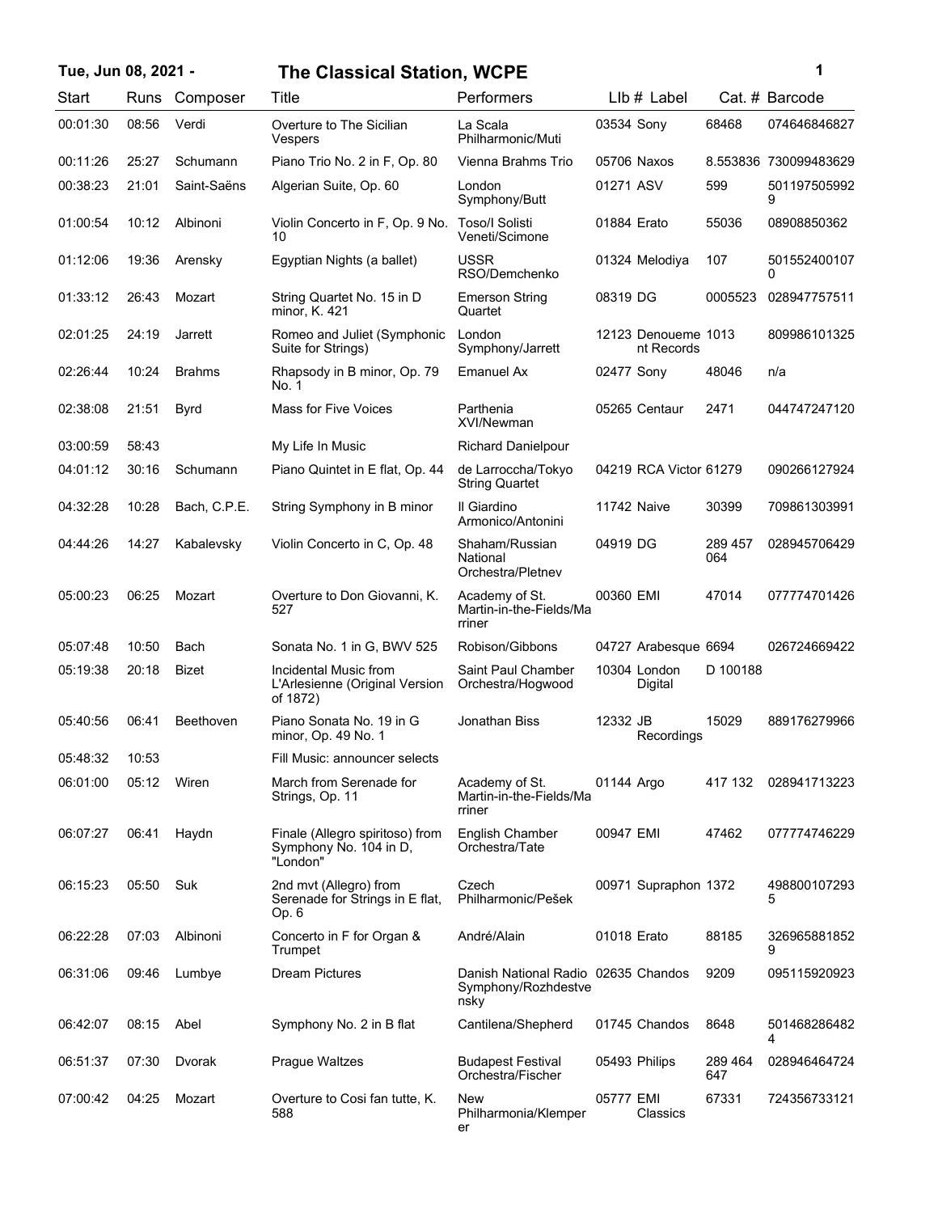**Tue, Jun 08, 2021 - The Classical Station, WCPE**

| Start | Runs | Composer | Title | Performers | Llb # | Label | Cat. # | Barcode |
|---|---|---|---|---|---|---|---|---|
| 00:01:30 | 08:56 | Verdi | Overture to The Sicilian Vespers | La Scala Philharmonic/Muti | 03534 | Sony | 68468 | 074646846827 |
| 00:11:26 | 25:27 | Schumann | Piano Trio No. 2 in F, Op. 80 | Vienna Brahms Trio | 05706 | Naxos | 8.553836 | 730099483629 |
| 00:38:23 | 21:01 | Saint-Saëns | Algerian Suite, Op. 60 | London Symphony/Butt | 01271 | ASV | 599 | 5011975059929 |
| 01:00:54 | 10:12 | Albinoni | Violin Concerto in F, Op. 9 No. 10 | Toso/I Solisti Veneti/Scimone | 01884 | Erato | 55036 | 08908850362 |
| 01:12:06 | 19:36 | Arensky | Egyptian Nights (a ballet) | USSR RSO/Demchenko | 01324 | Melodiya | 107 | 5015524001070 |
| 01:33:12 | 26:43 | Mozart | String Quartet No. 15 in D minor, K. 421 | Emerson String Quartet | 08319 | DG | 0005523 | 028947757511 |
| 02:01:25 | 24:19 | Jarrett | Romeo and Juliet (Symphonic Suite for Strings) | London Symphony/Jarrett | 12123 | Denoueme nt Records | 1013 | 809986101325 |
| 02:26:44 | 10:24 | Brahms | Rhapsody in B minor, Op. 79 No. 1 | Emanuel Ax | 02477 | Sony | 48046 | n/a |
| 02:38:08 | 21:51 | Byrd | Mass for Five Voices | Parthenia XVI/Newman | 05265 | Centaur | 2471 | 044747247120 |
| 03:00:59 | 58:43 | | My Life In Music | Richard Danielpour | | | | |
| 04:01:12 | 30:16 | Schumann | Piano Quintet in E flat, Op. 44 | de Larroccha/Tokyo String Quartet | 04219 | RCA Victor | 61279 | 090266127924 |
| 04:32:28 | 10:28 | Bach, C.P.E. | String Symphony in B minor | Il Giardino Armonico/Antonini | 11742 | Naive | 30399 | 709861303991 |
| 04:44:26 | 14:27 | Kabalevsky | Violin Concerto in C, Op. 48 | Shaham/Russian National Orchestra/Pletnev | 04919 | DG | 289 457 064 | 028945706429 |
| 05:00:23 | 06:25 | Mozart | Overture to Don Giovanni, K. 527 | Academy of St. Martin-in-the-Fields/Marriner | 00360 | EMI | 47014 | 077774701426 |
| 05:07:48 | 10:50 | Bach | Sonata No. 1 in G, BWV 525 | Robison/Gibbons | 04727 | Arabesque | 6694 | 026724669422 |
| 05:19:38 | 20:18 | Bizet | Incidental Music from L'Arlesienne (Original Version of 1872) | Saint Paul Chamber Orchestra/Hogwood | 10304 | London Digital | D 100188 | |
| 05:40:56 | 06:41 | Beethoven | Piano Sonata No. 19 in G minor, Op. 49 No. 1 | Jonathan Biss | 12332 | JB Recordings | 15029 | 889176279966 |
| 05:48:32 | 10:53 | | Fill Music: announcer selects | | | | | |
| 06:01:00 | 05:12 | Wiren | March from Serenade for Strings, Op. 11 | Academy of St. Martin-in-the-Fields/Marriner | 01144 | Argo | 417 132 | 028941713223 |
| 06:07:27 | 06:41 | Haydn | Finale (Allegro spiritoso) from Symphony No. 104 in D, "London" | English Chamber Orchestra/Tate | 00947 | EMI | 47462 | 077774746229 |
| 06:15:23 | 05:50 | Suk | 2nd mvt (Allegro) from Serenade for Strings in E flat, Op. 6 | Czech Philharmonic/Pešek | 00971 | Supraphon | 1372 | 4988001072935 |
| 06:22:28 | 07:03 | Albinoni | Concerto in F for Organ & Trumpet | André/Alain | 01018 | Erato | 88185 | 3269658818529 |
| 06:31:06 | 09:46 | Lumbye | Dream Pictures | Danish National Radio Symphony/Rozhdestvensky | 02635 | Chandos | 9209 | 095115920923 |
| 06:42:07 | 08:15 | Abel | Symphony No. 2 in B flat | Cantilena/Shepherd | 01745 | Chandos | 8648 | 5014682864824 |
| 06:51:37 | 07:30 | Dvorak | Prague Waltzes | Budapest Festival Orchestra/Fischer | 05493 | Philips | 289 464 647 | 028946464724 |
| 07:00:42 | 04:25 | Mozart | Overture to Cosi fan tutte, K. 588 | New Philharmonia/Klemperer | 05777 | EMI Classics | 67331 | 724356733121 |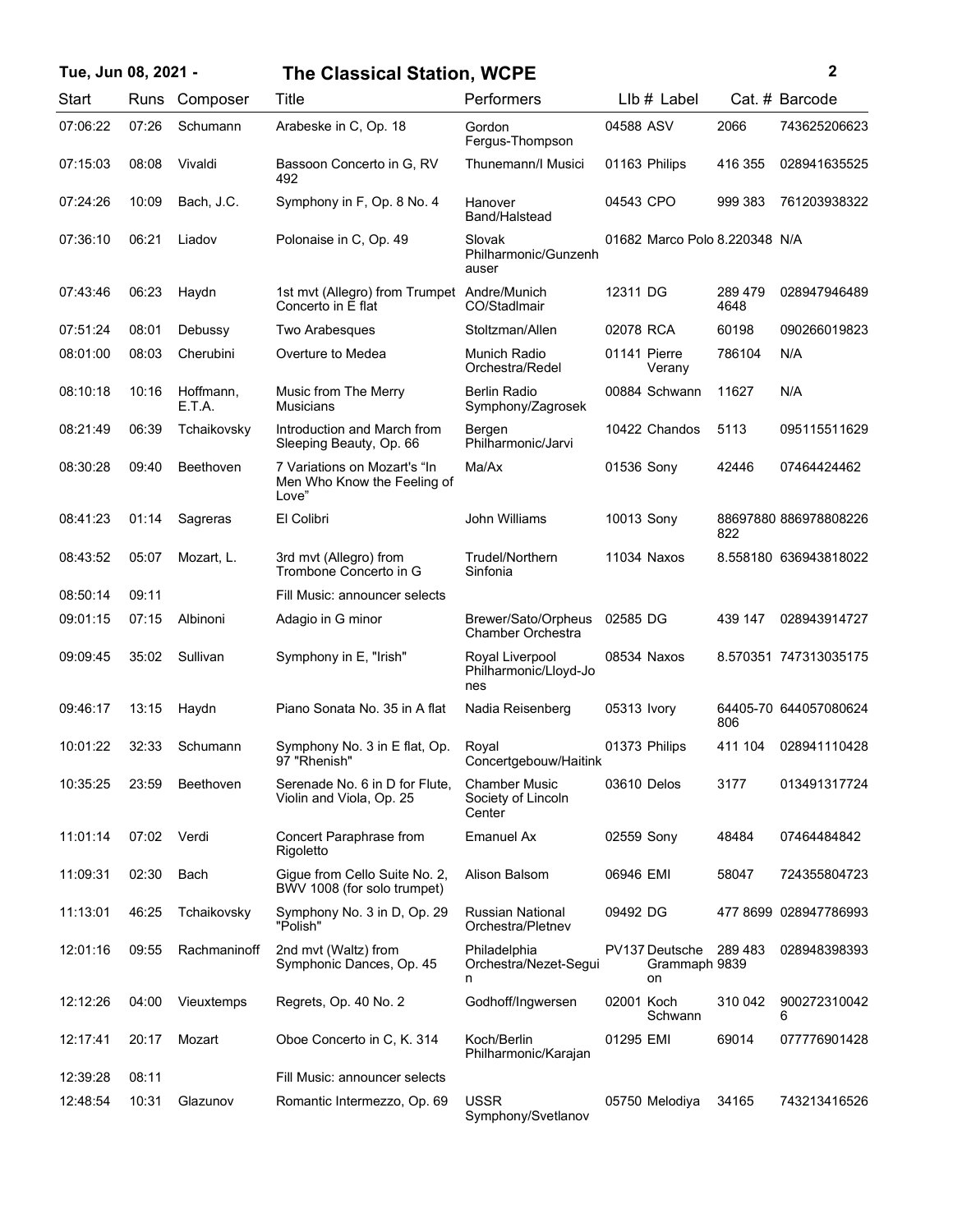# Tue, Jun 08, 2021 - The Classical Station, WCPE

| Start | Runs | Composer | Title | Performers | LIb # | Label | Cat. # | Barcode |
|---|---|---|---|---|---|---|---|---|
| 07:06:22 | 07:26 | Schumann | Arabeske in C, Op. 18 | Gordon Fergus-Thompson | 04588 | ASV | 2066 | 743625206623 |
| 07:15:03 | 08:08 | Vivaldi | Bassoon Concerto in G, RV 492 | Thunemann/I Musici | 01163 | Philips | 416 355 | 028941635525 |
| 07:24:26 | 10:09 | Bach, J.C. | Symphony in F, Op. 8 No. 4 | Hanover Band/Halstead | 04543 | CPO | 999 383 | 761203938322 |
| 07:36:10 | 06:21 | Liadov | Polonaise in C, Op. 49 | Slovak Philharmonic/Gunzenhauser | 01682 | Marco Polo | 8.220348 | N/A |
| 07:43:46 | 06:23 | Haydn | 1st mvt (Allegro) from Trumpet Concerto in E flat | Andre/Munich CO/Stadlmair | 12311 | DG | 289 479 4648 | 028947946489 |
| 07:51:24 | 08:01 | Debussy | Two Arabesques | Stoltzman/Allen | 02078 | RCA | 60198 | 090266019823 |
| 08:01:00 | 08:03 | Cherubini | Overture to Medea | Munich Radio Orchestra/Redel | 01141 | Pierre Verany | 786104 | N/A |
| 08:10:18 | 10:16 | Hoffmann, E.T.A. | Music from The Merry Musicians | Berlin Radio Symphony/Zagrosek | 00884 | Schwann | 11627 | N/A |
| 08:21:49 | 06:39 | Tchaikovsky | Introduction and March from Sleeping Beauty, Op. 66 | Bergen Philharmonic/Jarvi | 10422 | Chandos | 5113 | 095115511629 |
| 08:30:28 | 09:40 | Beethoven | 7 Variations on Mozart's "In Men Who Know the Feeling of Love" | Ma/Ax | 01536 | Sony | 42446 | 07464424462 |
| 08:41:23 | 01:14 | Sagreras | El Colibri | John Williams | 10013 | Sony | 88697880822 | 886978808226 |
| 08:43:52 | 05:07 | Mozart, L. | 3rd mvt (Allegro) from Trombone Concerto in G | Trudel/Northern Sinfonia | 11034 | Naxos | 8.558180 | 636943818022 |
| 08:50:14 | 09:11 | | Fill Music: announcer selects | | | | | |
| 09:01:15 | 07:15 | Albinoni | Adagio in G minor | Brewer/Sato/Orpheus Chamber Orchestra | 02585 | DG | 439 147 | 028943914727 |
| 09:09:45 | 35:02 | Sullivan | Symphony in E, "Irish" | Royal Liverpool Philharmonic/Lloyd-Jones | 08534 | Naxos | 8.570351 | 747313035175 |
| 09:46:17 | 13:15 | Haydn | Piano Sonata No. 35 in A flat | Nadia Reisenberg | 05313 | Ivory | 64405-70806 | 644057080624 |
| 10:01:22 | 32:33 | Schumann | Symphony No. 3 in E flat, Op. 97 "Rhenish" | Royal Concertgebouw/Haitink | 01373 | Philips | 411 104 | 028941110428 |
| 10:35:25 | 23:59 | Beethoven | Serenade No. 6 in D for Flute, Violin and Viola, Op. 25 | Chamber Music Society of Lincoln Center | 03610 | Delos | 3177 | 013491317724 |
| 11:01:14 | 07:02 | Verdi | Concert Paraphrase from Rigoletto | Emanuel Ax | 02559 | Sony | 48484 | 07464484842 |
| 11:09:31 | 02:30 | Bach | Gigue from Cello Suite No. 2, BWV 1008 (for solo trumpet) | Alison Balsom | 06946 | EMI | 58047 | 724355804723 |
| 11:13:01 | 46:25 | Tchaikovsky | Symphony No. 3 in D, Op. 29 "Polish" | Russian National Orchestra/Pletnev | 09492 | DG | 477 8699 | 028947786993 |
| 12:01:16 | 09:55 | Rachmaninoff | 2nd mvt (Waltz) from Symphonic Dances, Op. 45 | Philadelphia Orchestra/Nezet-Seguin | PV137 | Deutsche Grammaphon | 289 483 9839 | 028948398393 |
| 12:12:26 | 04:00 | Vieuxtemps | Regrets, Op. 40 No. 2 | Godhoff/Ingwersen | 02001 | Koch Schwann | 310 042 | 9002723100426 |
| 12:17:41 | 20:17 | Mozart | Oboe Concerto in C, K. 314 | Koch/Berlin Philharmonic/Karajan | 01295 | EMI | 69014 | 077776901428 |
| 12:39:28 | 08:11 | | Fill Music: announcer selects | | | | | |
| 12:48:54 | 10:31 | Glazunov | Romantic Intermezzo, Op. 69 | USSR Symphony/Svetlanov | 05750 | Melodiya | 34165 | 743213416526 |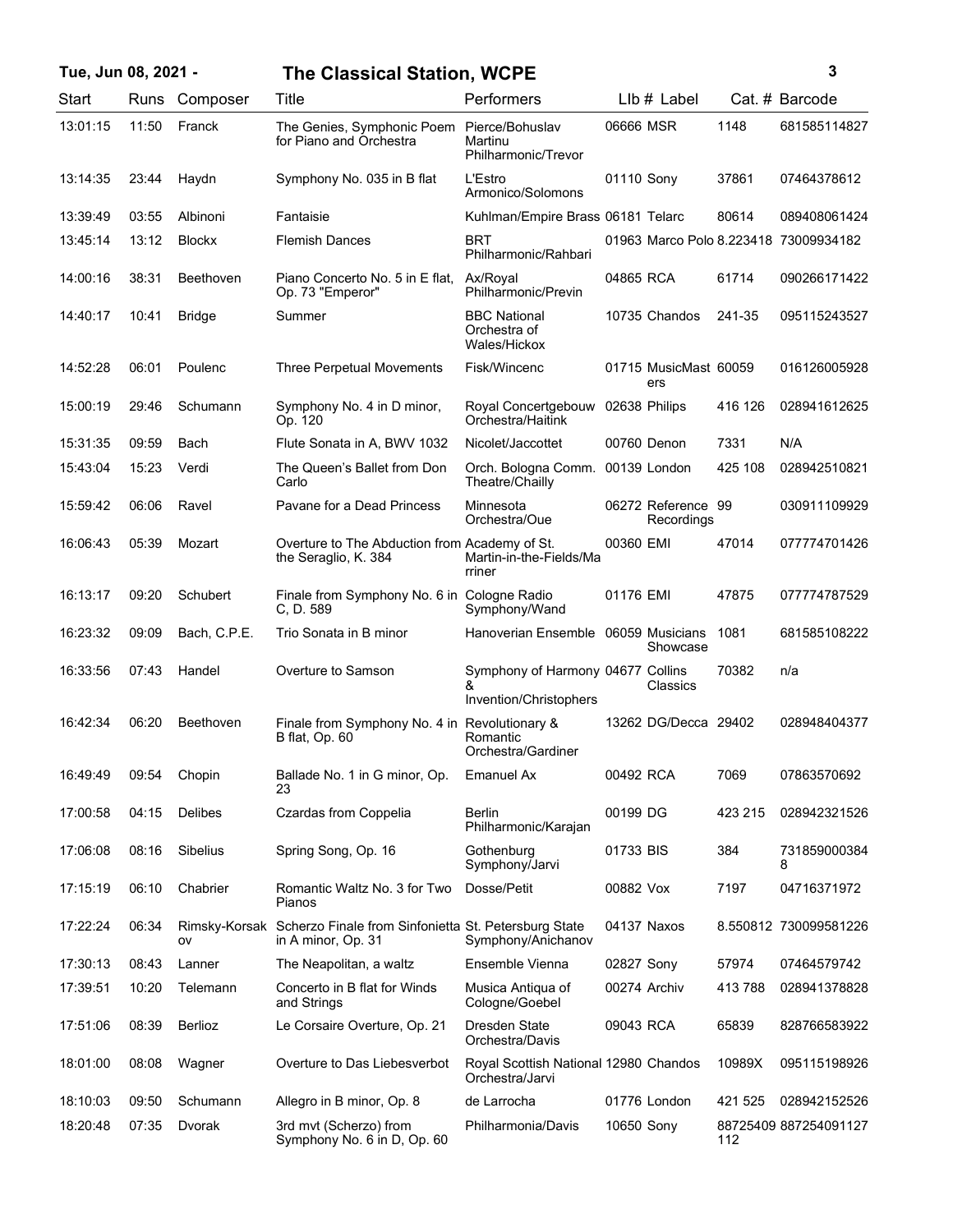| Start | Runs | Composer | Title | Performers | LIb # | Label | Cat. # | Barcode |
|---|---|---|---|---|---|---|---|---|
| 13:01:15 | 11:50 | Franck | The Genies, Symphonic Poem for Piano and Orchestra | Pierce/Bohuslav Martinu Philharmonic/Trevor | 06666 | MSR | 1148 | 681585114827 |
| 13:14:35 | 23:44 | Haydn | Symphony No. 035 in B flat | L'Estro Armonico/Solomons | 01110 | Sony | 37861 | 07464378612 |
| 13:39:49 | 03:55 | Albinoni | Fantaisie | Kuhlman/Empire Brass | 06181 | Telarc | 80614 | 089408061424 |
| 13:45:14 | 13:12 | Blockx | Flemish Dances | BRT Philharmonic/Rahbari | 01963 | Marco Polo | 8.223418 | 73009934182 |
| 14:00:16 | 38:31 | Beethoven | Piano Concerto No. 5 in E flat, Op. 73 "Emperor" | Ax/Royal Philharmonic/Previn | 04865 | RCA | 61714 | 090266171422 |
| 14:40:17 | 10:41 | Bridge | Summer | BBC National Orchestra of Wales/Hickox | 10735 | Chandos | 241-35 | 095115243527 |
| 14:52:28 | 06:01 | Poulenc | Three Perpetual Movements | Fisk/Wincenc | 01715 | MusicMasters | 60059 | 016126005928 |
| 15:00:19 | 29:46 | Schumann | Symphony No. 4 in D minor, Op. 120 | Royal Concertgebouw Orchestra/Haitink | 02638 | Philips | 416 126 | 028941612625 |
| 15:31:35 | 09:59 | Bach | Flute Sonata in A, BWV 1032 | Nicolet/Jaccottet | 00760 | Denon | 7331 | N/A |
| 15:43:04 | 15:23 | Verdi | The Queen's Ballet from Don Carlo | Orch. Bologna Comm. Theatre/Chailly | 00139 | London | 425 108 | 028942510821 |
| 15:59:42 | 06:06 | Ravel | Pavane for a Dead Princess | Minnesota Orchestra/Oue | 06272 | Reference Recordings | 99 | 030911109929 |
| 16:06:43 | 05:39 | Mozart | Overture to The Abduction from the Seraglio, K. 384 | Academy of St. Martin-in-the-Fields/Marriner | 00360 | EMI | 47014 | 077774701426 |
| 16:13:17 | 09:20 | Schubert | Finale from Symphony No. 6 in C, D. 589 | Cologne Radio Symphony/Wand | 01176 | EMI | 47875 | 077774787529 |
| 16:23:32 | 09:09 | Bach, C.P.E. | Trio Sonata in B minor | Hanoverian Ensemble | 06059 | Musicians Showcase | 1081 | 681585108222 |
| 16:33:56 | 07:43 | Handel | Overture to Samson | Symphony of Harmony & Invention/Christophers | 04677 | Collins Classics | 70382 | n/a |
| 16:42:34 | 06:20 | Beethoven | Finale from Symphony No. 4 in B flat, Op. 60 | Revolutionary & Romantic Orchestra/Gardiner | 13262 | DG/Decca | 29402 | 028948404377 |
| 16:49:49 | 09:54 | Chopin | Ballade No. 1 in G minor, Op. 23 | Emanuel Ax | 00492 | RCA | 7069 | 07863570692 |
| 17:00:58 | 04:15 | Delibes | Czardas from Coppelia | Berlin Philharmonic/Karajan | 00199 | DG | 423 215 | 028942321526 |
| 17:06:08 | 08:16 | Sibelius | Spring Song, Op. 16 | Gothenburg Symphony/Jarvi | 01733 | BIS | 384 | 7318590003848 |
| 17:15:19 | 06:10 | Chabrier | Romantic Waltz No. 3 for Two Pianos | Dosse/Petit | 00882 | Vox | 7197 | 04716371972 |
| 17:22:24 | 06:34 | Rimsky-Korsakov | Scherzo Finale from Sinfonietta in A minor, Op. 31 | St. Petersburg State Symphony/Anichanov | 04137 | Naxos | 8.550812 | 730099581226 |
| 17:30:13 | 08:43 | Lanner | The Neapolitan, a waltz | Ensemble Vienna | 02827 | Sony | 57974 | 07464579742 |
| 17:39:51 | 10:20 | Telemann | Concerto in B flat for Winds and Strings | Musica Antiqua of Cologne/Goebel | 00274 | Archiv | 413 788 | 028941378828 |
| 17:51:06 | 08:39 | Berlioz | Le Corsaire Overture, Op. 21 | Dresden State Orchestra/Davis | 09043 | RCA | 65839 | 828766583922 |
| 18:01:00 | 08:08 | Wagner | Overture to Das Liebesverbot | Royal Scottish National Orchestra/Jarvi | 12980 | Chandos | 10989X | 095115198926 |
| 18:10:03 | 09:50 | Schumann | Allegro in B minor, Op. 8 | de Larrocha | 01776 | London | 421 525 | 028942152526 |
| 18:20:48 | 07:35 | Dvorak | 3rd mvt (Scherzo) from Symphony No. 6 in D, Op. 60 | Philharmonia/Davis | 10650 | Sony | 88725409112 | 887254091127 |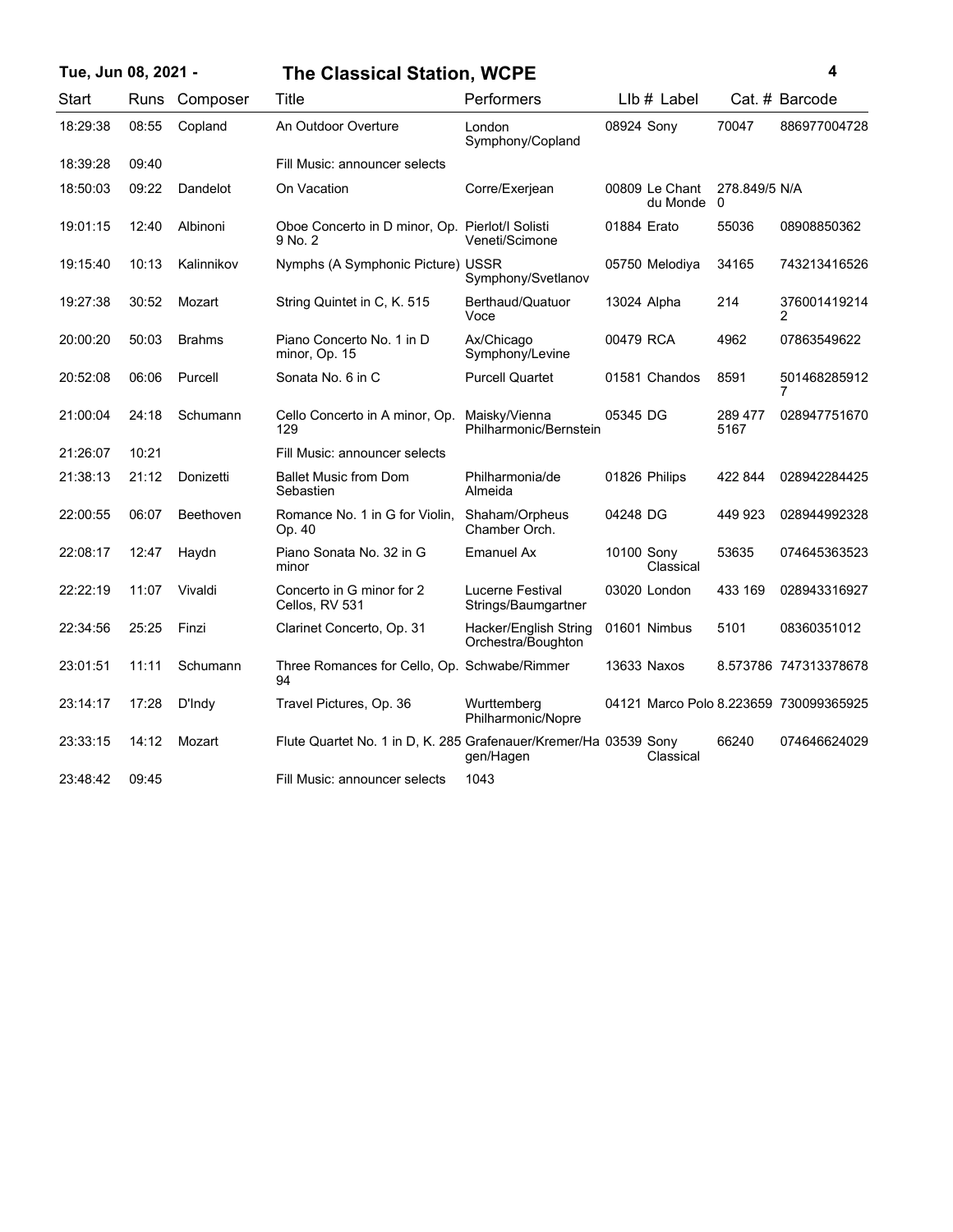**Tue, Jun 08, 2021 -** **The Classical Station, WCPE**

| Start | Runs | Composer | Title | Performers | LIb # | Label | Cat. # | Barcode |
|---|---|---|---|---|---|---|---|---|
| 18:29:38 | 08:55 | Copland | An Outdoor Overture | London Symphony/Copland | 08924 | Sony | 70047 | 886977004728 |
| 18:39:28 | 09:40 | | Fill Music: announcer selects | | | | | |
| 18:50:03 | 09:22 | Dandelot | On Vacation | Corre/Exerjean | 00809 | Le Chant du Monde | 278.849/5 0 | N/A |
| 19:01:15 | 12:40 | Albinoni | Oboe Concerto in D minor, Op. 9 No. 2 | Pierlot/I Solisti Veneti/Scimone | 01884 | Erato | 55036 | 08908850362 |
| 19:15:40 | 10:13 | Kalinnikov | Nymphs (A Symphonic Picture) | USSR Symphony/Svetlanov | 05750 | Melodiya | 34165 | 743213416526 |
| 19:27:38 | 30:52 | Mozart | String Quintet in C, K. 515 | Berthaud/Quatuor Voce | 13024 | Alpha | 214 | 3760014192142 |
| 20:00:20 | 50:03 | Brahms | Piano Concerto No. 1 in D minor, Op. 15 | Ax/Chicago Symphony/Levine | 00479 | RCA | 4962 | 07863549622 |
| 20:52:08 | 06:06 | Purcell | Sonata No. 6 in C | Purcell Quartet | 01581 | Chandos | 8591 | 5014682859127 |
| 21:00:04 | 24:18 | Schumann | Cello Concerto in A minor, Op. 129 | Maisky/Vienna Philharmonic/Bernstein | 05345 | DG | 289 477 5167 | 028947751670 |
| 21:26:07 | 10:21 | | Fill Music: announcer selects | | | | | |
| 21:38:13 | 21:12 | Donizetti | Ballet Music from Dom Sebastien | Philharmonia/de Almeida | 01826 | Philips | 422 844 | 028942284425 |
| 22:00:55 | 06:07 | Beethoven | Romance No. 1 in G for Violin, Op. 40 | Shaham/Orpheus Chamber Orch. | 04248 | DG | 449 923 | 028944992328 |
| 22:08:17 | 12:47 | Haydn | Piano Sonata No. 32 in G minor | Emanuel Ax | 10100 | Sony Classical | 53635 | 074645363523 |
| 22:22:19 | 11:07 | Vivaldi | Concerto in G minor for 2 Cellos, RV 531 | Lucerne Festival Strings/Baumgartner | 03020 | London | 433 169 | 028943316927 |
| 22:34:56 | 25:25 | Finzi | Clarinet Concerto, Op. 31 | Hacker/English String Orchestra/Boughton | 01601 | Nimbus | 5101 | 08360351012 |
| 23:01:51 | 11:11 | Schumann | Three Romances for Cello, Op. 94 | Schwabe/Rimmer | 13633 | Naxos | 8.573786 | 747313378678 |
| 23:14:17 | 17:28 | D'Indy | Travel Pictures, Op. 36 | Wurttemberg Philharmonic/Nopre | 04121 | Marco Polo | 8.223659 | 730099365925 |
| 23:33:15 | 14:12 | Mozart | Flute Quartet No. 1 in D, K. 285 | Grafenauer/Kremer/Hagen/Hagen | 03539 | Sony Classical | 66240 | 074646624029 |
| 23:48:42 | 09:45 | | Fill Music: announcer selects | 1043 | | | | |